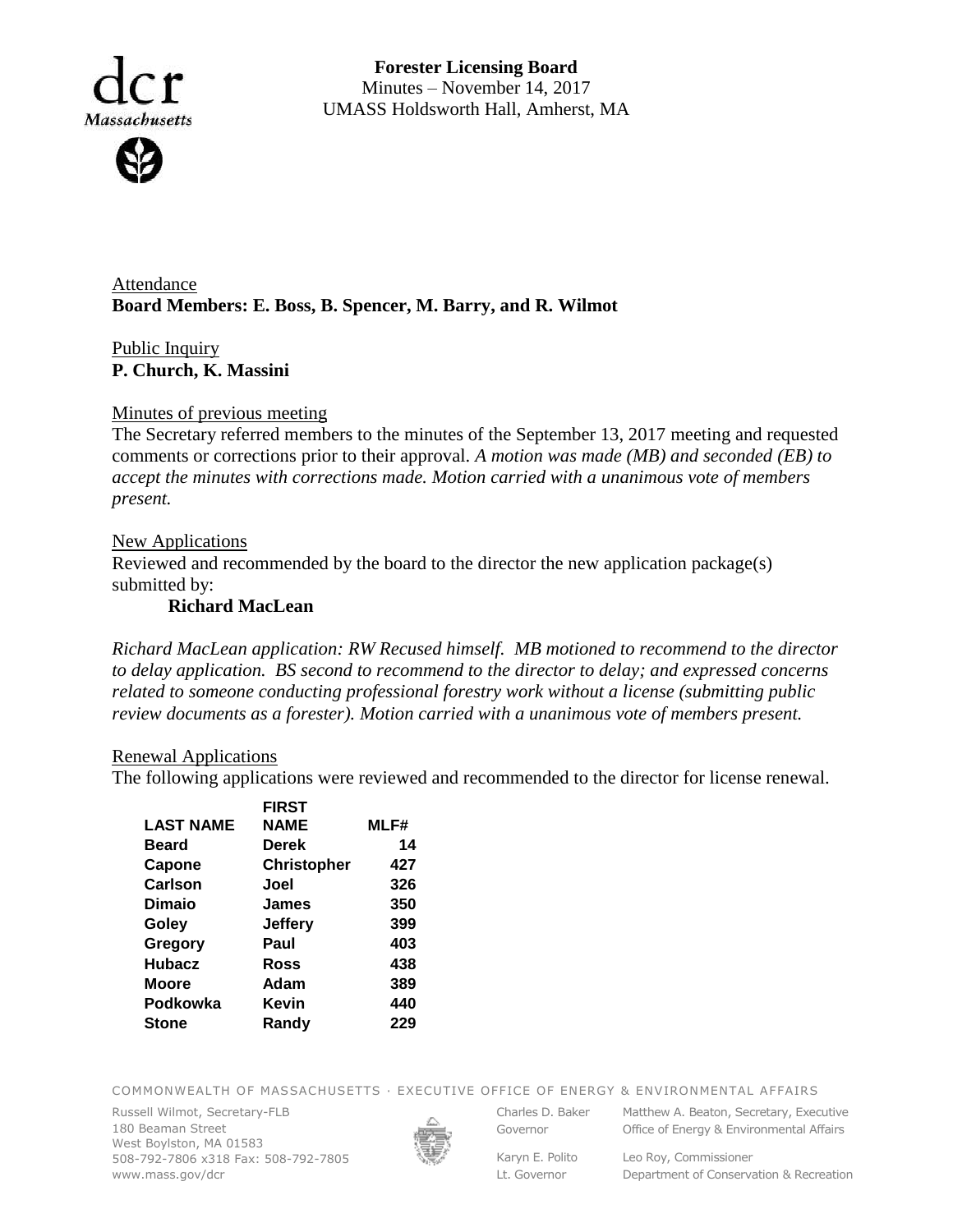**Forester Licensing Board**
Minutes – November 14, 2017
UMASS Holdsworth Hall, Amherst, MA

Attendance
**Board Members: E. Boss, B. Spencer, M. Barry, and R. Wilmot**

Public Inquiry
**P. Church, K. Massini**

Minutes of previous meeting
The Secretary referred members to the minutes of the September 13, 2017 meeting and requested comments or corrections prior to their approval. *A motion was made (MB) and seconded (EB) to accept the minutes with corrections made. Motion carried with a unanimous vote of members present.*

New Applications
Reviewed and recommended by the board to the director the new application package(s) submitted by:

**Richard MacLean**

*Richard MacLean application: RW Recused himself. MB motioned to recommend to the director to delay application. BS second to recommend to the director to delay; and expressed concerns related to someone conducting professional forestry work without a license (submitting public review documents as a forester). Motion carried with a unanimous vote of members present.*

Renewal Applications
The following applications were reviewed and recommended to the director for license renewal.

| LAST NAME | FIRST NAME | MLF# |
|---|---|---|
| Beard | Derek | 14 |
| Capone | Christopher | 427 |
| Carlson | Joel | 326 |
| Dimaio | James | 350 |
| Goley | Jeffery | 399 |
| Gregory | Paul | 403 |
| Hubacz | Ross | 438 |
| Moore | Adam | 389 |
| Podkowka | Kevin | 440 |
| Stone | Randy | 229 |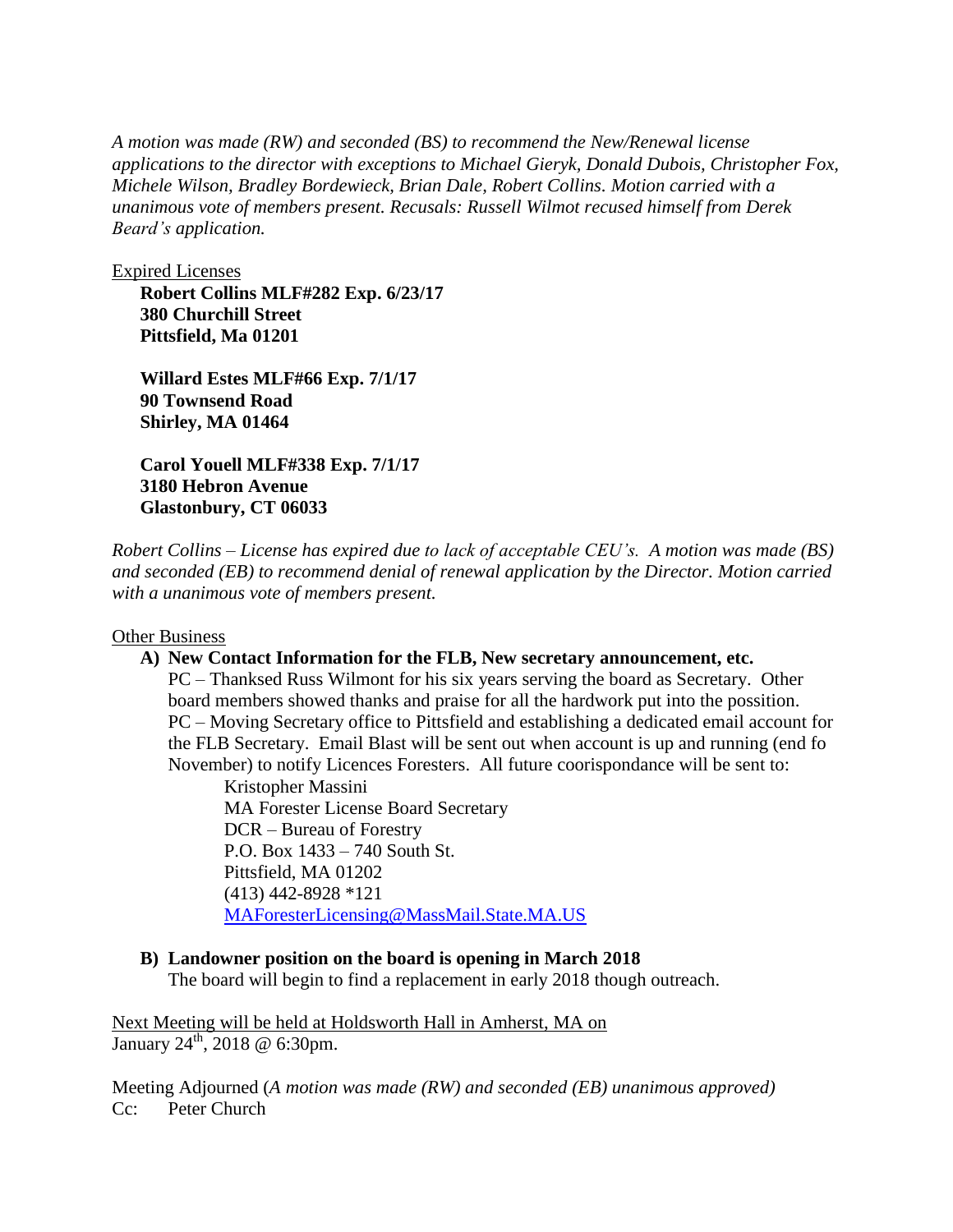*A motion was made (RW) and seconded (BS) to recommend the New/Renewal license applications to the director with exceptions to Michael Gieryk, Donald Dubois, Christopher Fox, Michele Wilson, Bradley Bordewieck, Brian Dale, Robert Collins. Motion carried with a unanimous vote of members present. Recusals: Russell Wilmot recused himself from Derek Beard's application.*

<u>Expired Licenses</u>

**Robert Collins MLF#282 Exp. 6/23/17**
**380 Churchill Street**
**Pittsfield, Ma 01201**

**Willard Estes MLF#66 Exp. 7/1/17**
**90 Townsend Road**
**Shirley, MA 01464**

**Carol Youell MLF#338 Exp. 7/1/17**
**3180 Hebron Avenue**
**Glastonbury, CT 06033**

*Robert Collins – License has expired due to lack of acceptable CEU's. A motion was made (BS) and seconded (EB) to recommend denial of renewal application by the Director. Motion carried with a unanimous vote of members present.*

<u>Other Business</u>

**A) New Contact Information for the FLB, New secretary announcement, etc.**

PC – Thanksed Russ Wilmont for his six years serving the board as Secretary. Other board members showed thanks and praise for all the hardwork put into the possition.
PC – Moving Secretary office to Pittsfield and establishing a dedicated email account for the FLB Secretary. Email Blast will be sent out when account is up and running (end fo November) to notify Licences Foresters. All future coorispondance will be sent to:

Kristopher Massini
MA Forester License Board Secretary
DCR – Bureau of Forestry
P.O. Box 1433 – 740 South St.
Pittsfield, MA 01202
(413) 442-8928 *121
MAForesterLicensing@MassMail.State.MA.US

**B) Landowner position on the board is opening in March 2018**

The board will begin to find a replacement in early 2018 though outreach.

<u>Next Meeting will be held at Holdsworth Hall in Amherst, MA on</u>
<u>January 24th, 2018 @ 6:30pm.</u>

Meeting Adjourned (*A motion was made (RW) and seconded (EB) unanimous approved)*
Cc: Peter Church